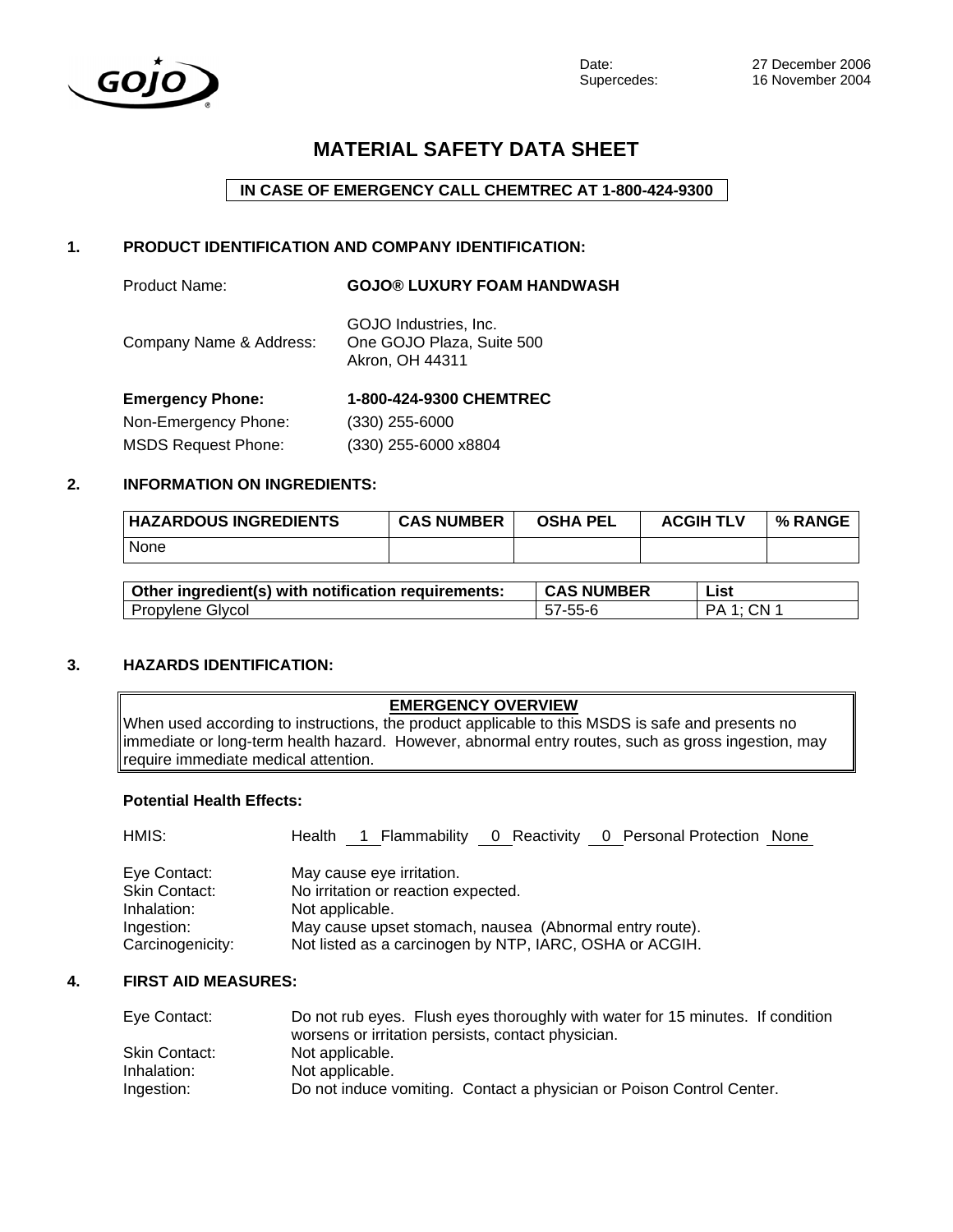GOJO®

Date: 27 December 2006
Supercedes: 16 November 2004

# MATERIAL SAFETY DATA SHEET

**IN CASE OF EMERGENCY CALL CHEMTREC AT 1-800-424-9300**

## 1. PRODUCT IDENTIFICATION AND COMPANY IDENTIFICATION:

Product Name: **GOJO® LUXURY FOAM HANDWASH**

Company Name & Address: GOJO Industries, Inc.
One GOJO Plaza, Suite 500
Akron, OH 44311

**Emergency Phone:** **1-800-424-9300 CHEMTREC**
Non-Emergency Phone: (330) 255-6000
MSDS Request Phone: (330) 255-6000 x8804

## 2. INFORMATION ON INGREDIENTS:

| HAZARDOUS INGREDIENTS | CAS NUMBER | OSHA PEL | ACGIH TLV | % RANGE |
|---|---|---|---|---|
| None | | | | |

| Other ingredient(s) with notification requirements: | CAS NUMBER | List |
|---|---|---|
| Propylene Glycol | 57-55-6 | PA 1; CN 1 |

## 3. HAZARDS IDENTIFICATION:

**EMERGENCY OVERVIEW**

When used according to instructions, the product applicable to this MSDS is safe and presents no immediate or long-term health hazard. However, abnormal entry routes, such as gross ingestion, may require immediate medical attention.

**Potential Health Effects:**

HMIS: Health 1 Flammability 0 Reactivity 0 Personal Protection None

Eye Contact: May cause eye irritation.
Skin Contact: No irritation or reaction expected.
Inhalation: Not applicable.
Ingestion: May cause upset stomach, nausea (Abnormal entry route).
Carcinogenicity: Not listed as a carcinogen by NTP, IARC, OSHA or ACGIH.

## 4. FIRST AID MEASURES:

Eye Contact: Do not rub eyes. Flush eyes thoroughly with water for 15 minutes. If condition worsens or irritation persists, contact physician.
Skin Contact: Not applicable.
Inhalation: Not applicable.
Ingestion: Do not induce vomiting. Contact a physician or Poison Control Center.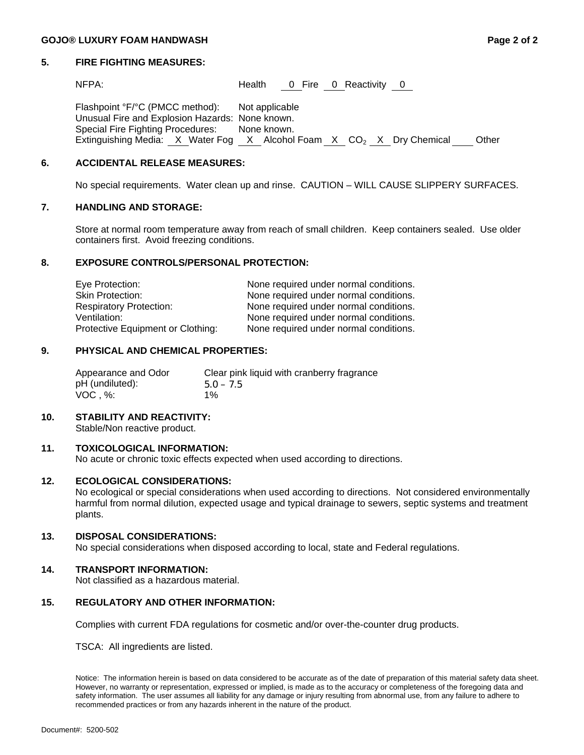## 5. FIRE FIGHTING MEASURES:

NFPA: Health 0 Fire 0 Reactivity 0

Flashpoint °F/°C (PMCC method): Not applicable
Unusual Fire and Explosion Hazards: None known.
Special Fire Fighting Procedures: None known.
Extinguishing Media: X Water Fog X Alcohol Foam X $CO_2$ X Dry Chemical ____ Other

## 6. ACCIDENTAL RELEASE MEASURES:

No special requirements. Water clean up and rinse. CAUTION – WILL CAUSE SLIPPERY SURFACES.

## 7. HANDLING AND STORAGE:

Store at normal room temperature away from reach of small children. Keep containers sealed. Use older containers first. Avoid freezing conditions.

## 8. EXPOSURE CONTROLS/PERSONAL PROTECTION:

| | |
|---|---|
| Eye Protection: | None required under normal conditions. |
| Skin Protection: | None required under normal conditions. |
| Respiratory Protection: | None required under normal conditions. |
| Ventilation: | None required under normal conditions. |
| Protective Equipment or Clothing: | None required under normal conditions. |

## 9. PHYSICAL AND CHEMICAL PROPERTIES:

| | |
|---|---|
| Appearance and Odor | Clear pink liquid with cranberry fragrance |
| pH (undiluted): | 5.0 – 7.5 |
| VOC , %: | 1% |

## 10. STABILITY AND REACTIVITY:

Stable/Non reactive product.

## 11. TOXICOLOGICAL INFORMATION:

No acute or chronic toxic effects expected when used according to directions.

## 12. ECOLOGICAL CONSIDERATIONS:

No ecological or special considerations when used according to directions. Not considered environmentally harmful from normal dilution, expected usage and typical drainage to sewers, septic systems and treatment plants.

## 13. DISPOSAL CONSIDERATIONS:

No special considerations when disposed according to local, state and Federal regulations.

## 14. TRANSPORT INFORMATION:

Not classified as a hazardous material.

## 15. REGULATORY AND OTHER INFORMATION:

Complies with current FDA regulations for cosmetic and/or over-the-counter drug products.

TSCA: All ingredients are listed.

Notice: The information herein is based on data considered to be accurate as of the date of preparation of this material safety data sheet. However, no warranty or representation, expressed or implied, is made as to the accuracy or completeness of the foregoing data and safety information. The user assumes all liability for any damage or injury resulting from abnormal use, from any failure to adhere to recommended practices or from any hazards inherent in the nature of the product.

Document#: 5200-502